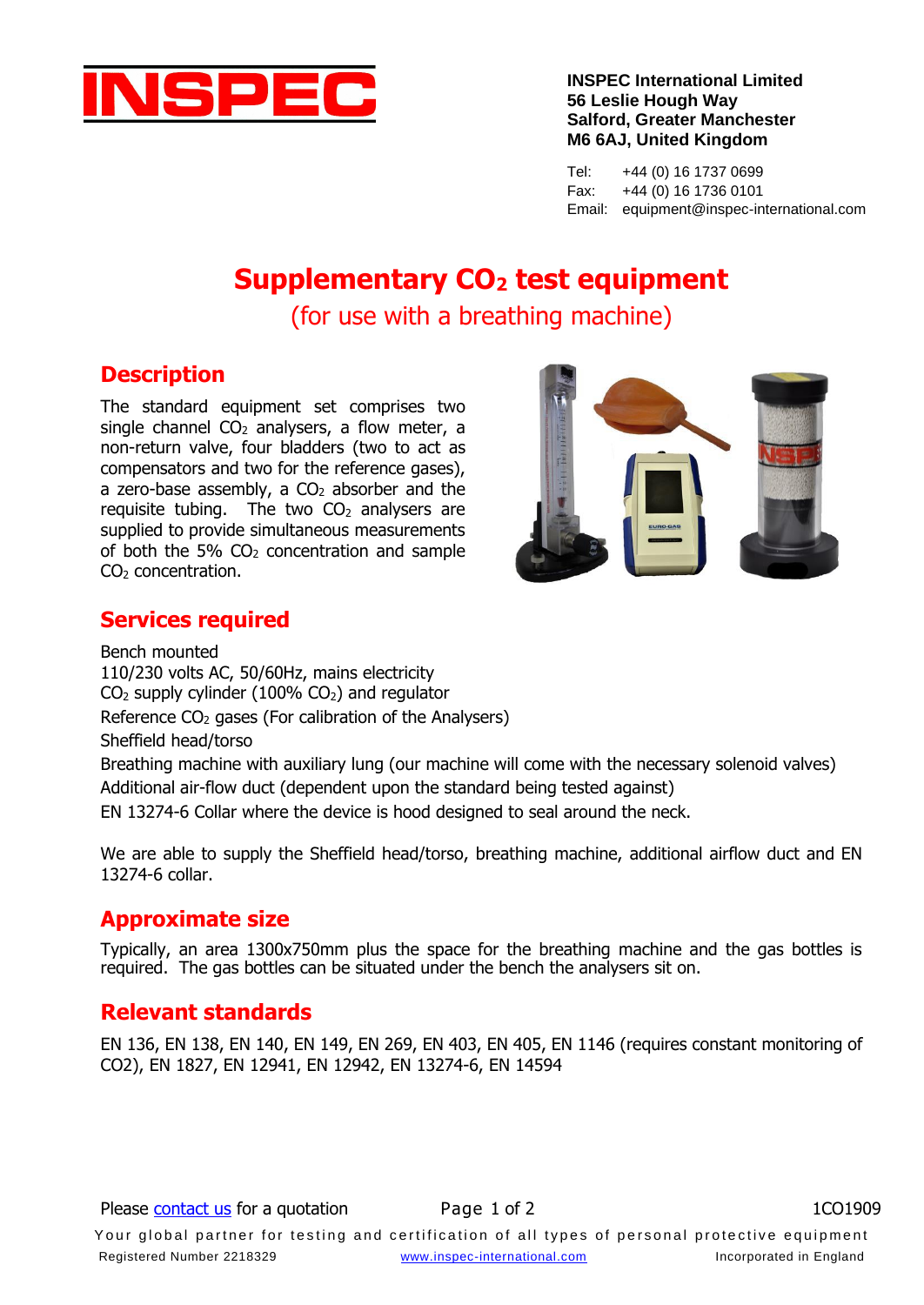INSPEC

**INSPEC International Limited**
**56 Leslie Hough Way**
**Salford, Greater Manchester**
**M6 6AJ, United Kingdom**

Tel: +44 (0) 16 1737 0699
Fax: +44 (0) 16 1736 0101
Email: equipment@inspec-international.com

# Supplementary $CO_2$ test equipment

(for use with a breathing machine)

## Description

The standard equipment set comprises two single channel $CO_2$ analysers, a flow meter, a non-return valve, four bladders (two to act as compensators and two for the reference gases), a zero-base assembly, a $CO_2$ absorber and the requisite tubing. The two $CO_2$ analysers are supplied to provide simultaneous measurements of both the 5% $CO_2$ concentration and sample $CO_2$ concentration.

## Services required

Bench mounted
110/230 volts AC, 50/60Hz, mains electricity
$CO_2$ supply cylinder (100% $CO_2$) and regulator
Reference $CO_2$ gases (For calibration of the Analysers)
Sheffield head/torso
Breathing machine with auxiliary lung (our machine will come with the necessary solenoid valves)
Additional air-flow duct (dependent upon the standard being tested against)
EN 13274-6 Collar where the device is hood designed to seal around the neck.

We are able to supply the Sheffield head/torso, breathing machine, additional airflow duct and EN 13274-6 collar.

## Approximate size

Typically, an area 1300x750mm plus the space for the breathing machine and the gas bottles is required. The gas bottles can be situated under the bench the analysers sit on.

## Relevant standards

EN 136, EN 138, EN 140, EN 149, EN 269, EN 403, EN 405, EN 1146 (requires constant monitoring of CO2), EN 1827, EN 12941, EN 12942, EN 13274-6, EN 14594

Please contact us for a quotation

1CO1909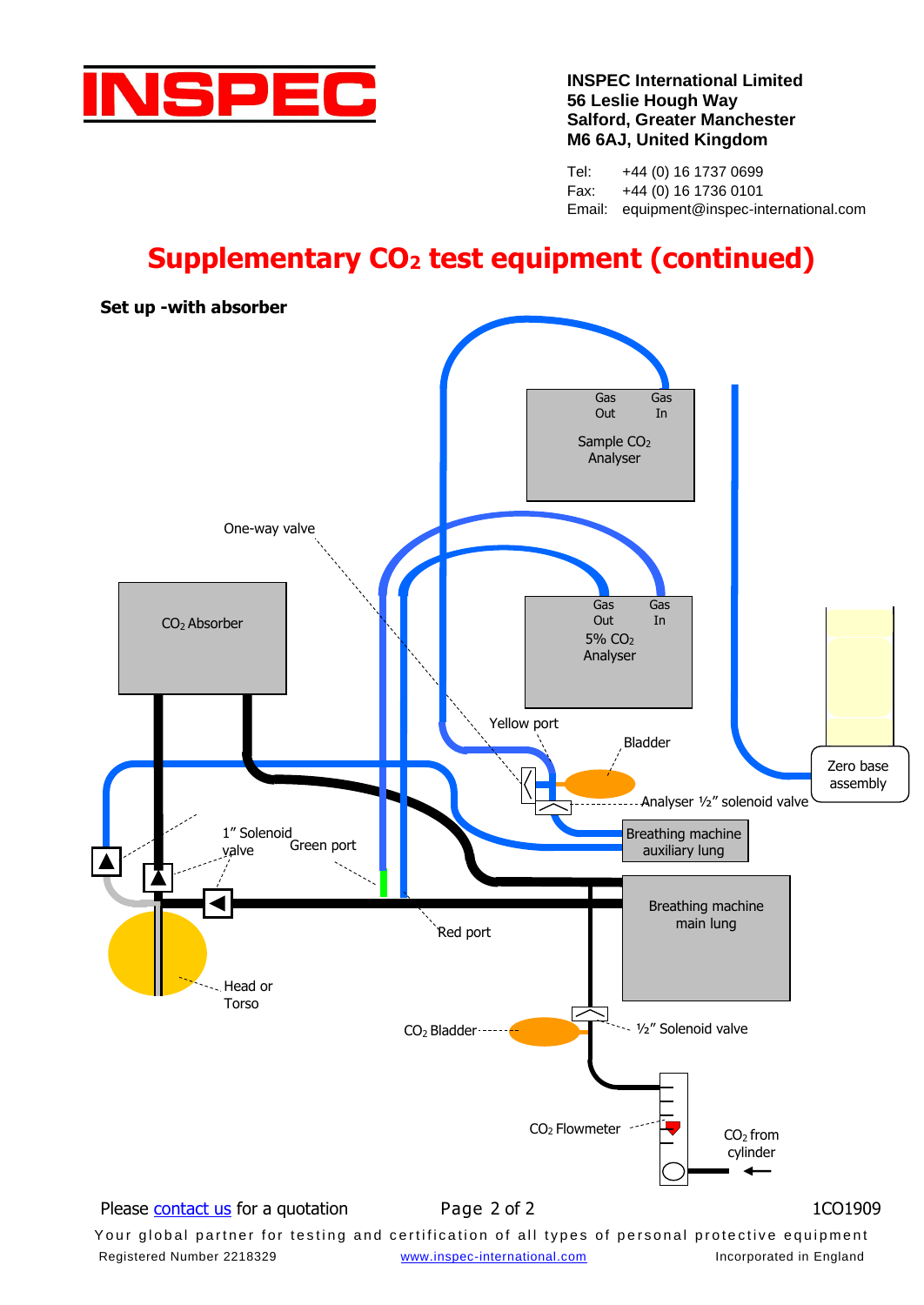# INSPEC

**INSPEC International Limited**
**56 Leslie Hough Way**
**Salford, Greater Manchester**
**M6 6AJ, United Kingdom**

Tel: +44 (0) 16 1737 0699
Fax: +44 (0) 16 1736 0101
Email: equipment@inspec-international.com

# Supplementary $CO_2$ test equipment (continued)

**Set up -with absorber**

Gas Out
Gas In
Sample $CO_2$ Analyser

One-way valve

$CO_2$ Absorber

Gas Out
Gas In
5% $CO_2$ Analyser

Yellow port

Bladder

Zero base assembly

Analyser ½" solenoid valve

1" Solenoid valve

Green port

Breathing machine auxiliary lung

Breathing machine main lung

Red port

Head or Torso

$CO_2$ Bladder

½" Solenoid valve

$CO_2$ Flowmeter

$CO_2$ from cylinder

Please contact us for a quotation

1CO1909

Your global partner for testing and certification of all types of personal protective equipment

Registered Number 2218329 www.inspec-international.com Incorporated in England